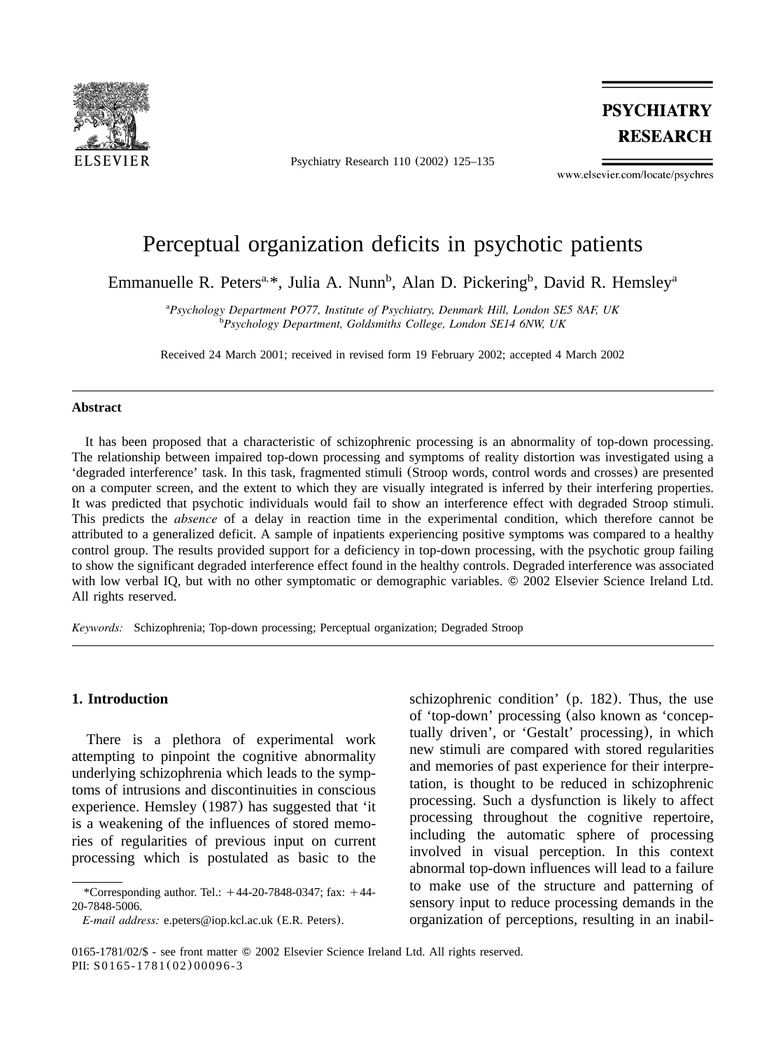# Perceptual organization deficits in psychotic patients

Emmanuelle R. Peters[a,*], Julia A. Nunn[b], Alan D. Pickering[b], David R. Hemsley[a]

[a]*Psychology Department PO77, Institute of Psychiatry, Denmark Hill, London SE5 8AF, UK*
[b]*Psychology Department, Goldsmiths College, London SE14 6NW, UK*

Received 24 March 2001; received in revised form 19 February 2002; accepted 4 March 2002

## Abstract

It has been proposed that a characteristic of schizophrenic processing is an abnormality of top-down processing. The relationship between impaired top-down processing and symptoms of reality distortion was investigated using a 'degraded interference' task. In this task, fragmented stimuli (Stroop words, control words and crosses) are presented on a computer screen, and the extent to which they are visually integrated is inferred by their interfering properties. It was predicted that psychotic individuals would fail to show an interference effect with degraded Stroop stimuli. This predicts the *absence* of a delay in reaction time in the experimental condition, which therefore cannot be attributed to a generalized deficit. A sample of inpatients experiencing positive symptoms was compared to a healthy control group. The results provided support for a deficiency in top-down processing, with the psychotic group failing to show the significant degraded interference effect found in the healthy controls. Degraded interference was associated with low verbal IQ, but with no other symptomatic or demographic variables. © 2002 Elsevier Science Ireland Ltd. All rights reserved.

*Keywords:* Schizophrenia; Top-down processing; Perceptual organization; Degraded Stroop

## 1. Introduction

There is a plethora of experimental work attempting to pinpoint the cognitive abnormality underlying schizophrenia which leads to the symptoms of intrusions and discontinuities in conscious experience. Hemsley (1987) has suggested that 'it is a weakening of the influences of stored memories of regularities of previous input on current processing which is postulated as basic to the schizophrenic condition' (p. 182). Thus, the use of 'top-down' processing (also known as 'conceptually driven', or 'Gestalt' processing), in which new stimuli are compared with stored regularities and memories of past experience for their interpretation, is thought to be reduced in schizophrenic processing. Such a dysfunction is likely to affect processing throughout the cognitive repertoire, including the automatic sphere of processing involved in visual perception. In this context abnormal top-down influences will lead to a failure to make use of the structure and patterning of sensory input to reduce processing demands in the organization of perceptions, resulting in an inabil-

*Corresponding author. Tel.: +44-20-7848-0347; fax: +44-20-7848-5006.

*E-mail address:* e.peters@iop.kcl.ac.uk (E.R. Peters).

0165-1781/02/$ - see front matter © 2002 Elsevier Science Ireland Ltd. All rights reserved.
PII: S0165-1781(02)00096-3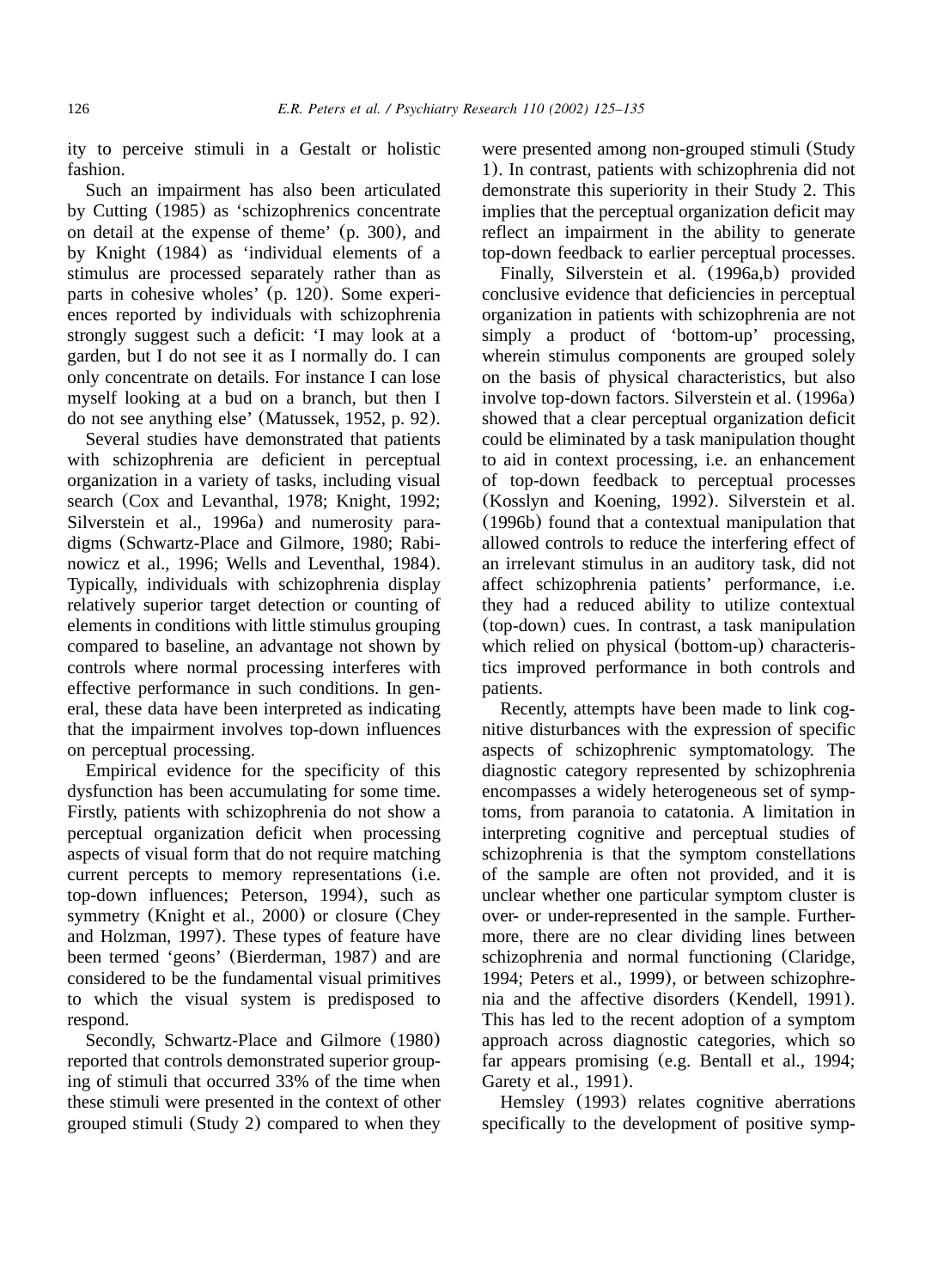ity to perceive stimuli in a Gestalt or holistic fashion.

Such an impairment has also been articulated by Cutting (1985) as 'schizophrenics concentrate on detail at the expense of theme' (p. 300), and by Knight (1984) as 'individual elements of a stimulus are processed separately rather than as parts in cohesive wholes' (p. 120). Some experiences reported by individuals with schizophrenia strongly suggest such a deficit: 'I may look at a garden, but I do not see it as I normally do. I can only concentrate on details. For instance I can lose myself looking at a bud on a branch, but then I do not see anything else' (Matussek, 1952, p. 92).

Several studies have demonstrated that patients with schizophrenia are deficient in perceptual organization in a variety of tasks, including visual search (Cox and Levanthal, 1978; Knight, 1992; Silverstein et al., 1996a) and numerosity paradigms (Schwartz-Place and Gilmore, 1980; Rabinowicz et al., 1996; Wells and Leventhal, 1984). Typically, individuals with schizophrenia display relatively superior target detection or counting of elements in conditions with little stimulus grouping compared to baseline, an advantage not shown by controls where normal processing interferes with effective performance in such conditions. In general, these data have been interpreted as indicating that the impairment involves top-down influences on perceptual processing.

Empirical evidence for the specificity of this dysfunction has been accumulating for some time. Firstly, patients with schizophrenia do not show a perceptual organization deficit when processing aspects of visual form that do not require matching current percepts to memory representations (i.e. top-down influences; Peterson, 1994), such as symmetry (Knight et al., 2000) or closure (Chey and Holzman, 1997). These types of feature have been termed 'geons' (Bierderman, 1987) and are considered to be the fundamental visual primitives to which the visual system is predisposed to respond.

Secondly, Schwartz-Place and Gilmore (1980) reported that controls demonstrated superior grouping of stimuli that occurred 33% of the time when these stimuli were presented in the context of other grouped stimuli (Study 2) compared to when they were presented among non-grouped stimuli (Study 1). In contrast, patients with schizophrenia did not demonstrate this superiority in their Study 2. This implies that the perceptual organization deficit may reflect an impairment in the ability to generate top-down feedback to earlier perceptual processes.

Finally, Silverstein et al. (1996a,b) provided conclusive evidence that deficiencies in perceptual organization in patients with schizophrenia are not simply a product of 'bottom-up' processing, wherein stimulus components are grouped solely on the basis of physical characteristics, but also involve top-down factors. Silverstein et al. (1996a) showed that a clear perceptual organization deficit could be eliminated by a task manipulation thought to aid in context processing, i.e. an enhancement of top-down feedback to perceptual processes (Kosslyn and Koening, 1992). Silverstein et al. (1996b) found that a contextual manipulation that allowed controls to reduce the interfering effect of an irrelevant stimulus in an auditory task, did not affect schizophrenia patients' performance, i.e. they had a reduced ability to utilize contextual (top-down) cues. In contrast, a task manipulation which relied on physical (bottom-up) characteristics improved performance in both controls and patients.

Recently, attempts have been made to link cognitive disturbances with the expression of specific aspects of schizophrenic symptomatology. The diagnostic category represented by schizophrenia encompasses a widely heterogeneous set of symptoms, from paranoia to catatonia. A limitation in interpreting cognitive and perceptual studies of schizophrenia is that the symptom constellations of the sample are often not provided, and it is unclear whether one particular symptom cluster is over- or under-represented in the sample. Furthermore, there are no clear dividing lines between schizophrenia and normal functioning (Claridge, 1994; Peters et al., 1999), or between schizophrenia and the affective disorders (Kendell, 1991). This has led to the recent adoption of a symptom approach across diagnostic categories, which so far appears promising (e.g. Bentall et al., 1994; Garety et al., 1991).

Hemsley (1993) relates cognitive aberrations specifically to the development of positive symp-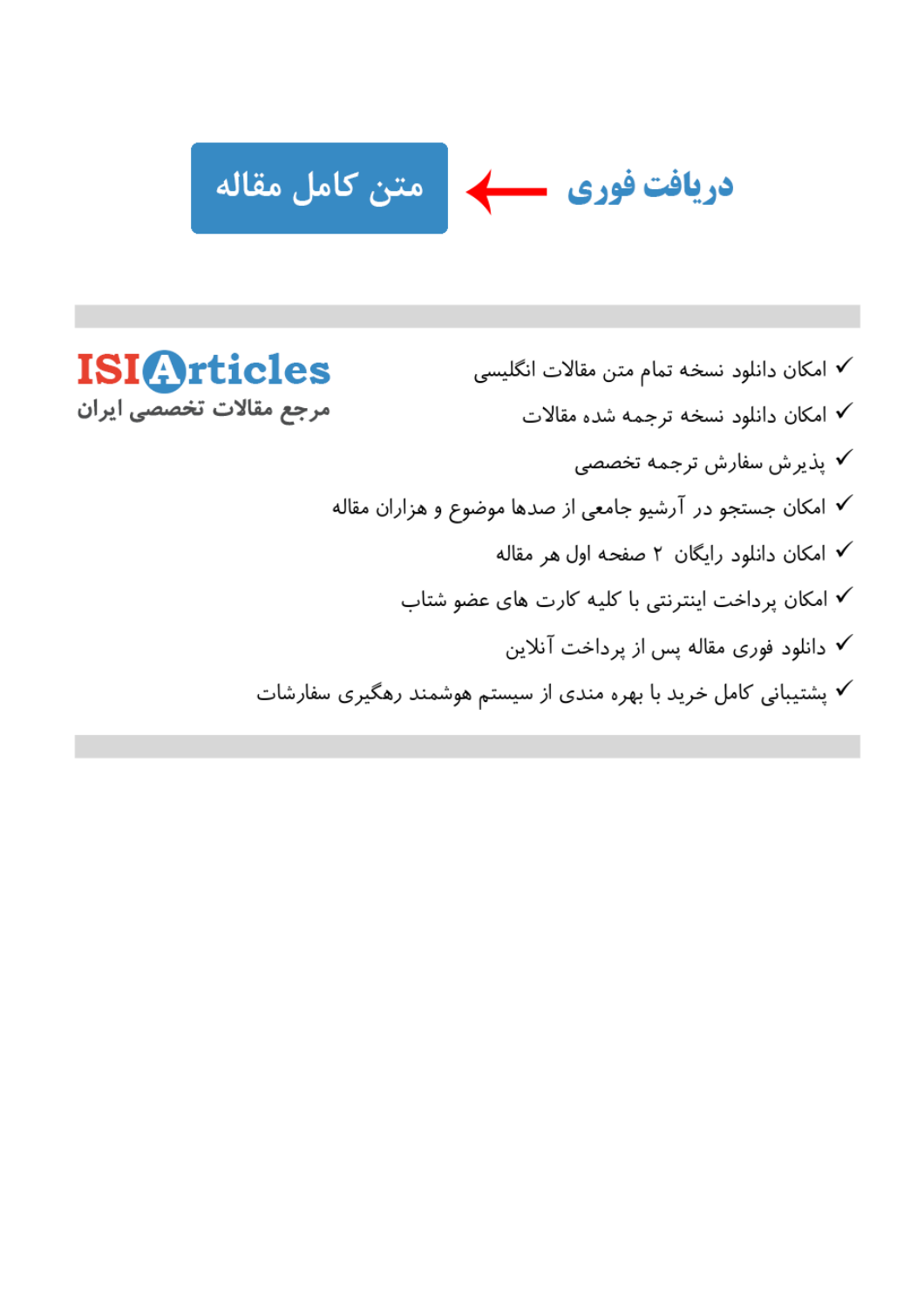دریافت فوری ← متن کامل مقاله

**ISIArticles**

مرجع مقالات تخصصی ایران

- ✓ امکان دانلود نسخه تمام متن مقالات انگلیسی
- ✓ امکان دانلود نسخه ترجمه شده مقالات
- ✓ پذیرش سفارش ترجمه تخصصی
- ✓ امکان جستجو در آرشیو جامعی از صدها موضوع و هزاران مقاله
- ✓ امکان دانلود رایگان ۲ صفحه اول هر مقاله
- ✓ امکان پرداخت اینترنتی با کلیه کارت های عضو شتاب
- ✓ دانلود فوری مقاله پس از پرداخت آنلاین
- ✓ پشتیبانی کامل خرید با بهره مندی از سیستم هوشمند رهگیری سفارشات